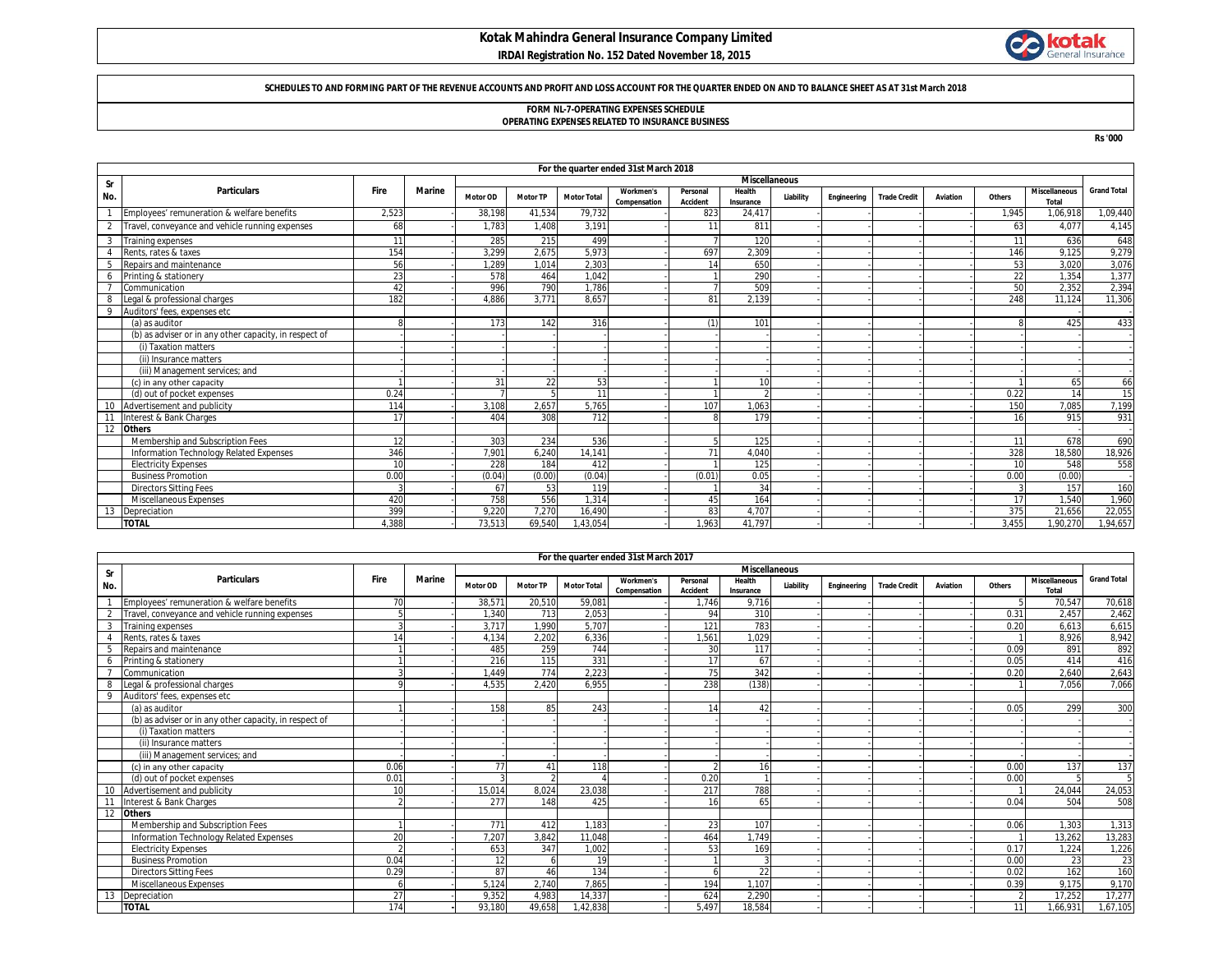# Kotak Mahindra General Insurance Company Limited

**IRDAI Registration No. 152 Dated November 18, 2015**

**SCHEDULES TO AND FORMING PART OF THE REVENUE ACCOUNTS AND PROFIT AND LOSS ACCOUNT FOR THE QUARTER ENDED ON AND TO BALANCE SHEET AS AT 31st March 2018**

**FORM NL-7-OPERATING EXPENSES SCHEDULE**
**OPERATING EXPENSES RELATED TO INSURANCE BUSINESS**

Rs '000

**For the quarter ended 31st March 2018**

| Sr No. | Particulars | Fire | Marine | Miscellaneous | | | | | | | | | | | | | Grand Total |
|---|---|---|---|---|---|---|---|---|---|---|---|---|---|---|---|---|---|
| | | | | Motor OD | Motor TP | Motor Total | Workmen's Compensation | Personal Accident | Health Insurance | Liability | Engineering | Trade Credit | Aviation | Others | Miscellaneous Total | | |
| 1 | Employees' remuneration & welfare benefits | 2,523 | - | 38,198 | 41,534 | 79,732 | - | 823 | 24,417 | - | - | - | - | 1,945 | 1,06,918 | | 1,09,440 |
| 2 | Travel, conveyance and vehicle running expenses | 68 | - | 1,783 | 1,408 | 3,191 | - | 11 | 811 | - | - | - | - | 63 | 4,077 | | 4,145 |
| 3 | Training expenses | 11 | - | 285 | 215 | 499 | - | 7 | 120 | - | - | - | - | 11 | 636 | | 648 |
| 4 | Rents, rates & taxes | 154 | - | 3,299 | 2,675 | 5,973 | - | 697 | 2,309 | - | - | - | - | 146 | 9,125 | | 9,279 |
| 5 | Repairs and maintenance | 56 | - | 1,289 | 1,014 | 2,303 | - | 14 | 650 | - | - | - | - | 53 | 3,020 | | 3,076 |
| 6 | Printing & stationery | 23 | - | 578 | 464 | 1,042 | - | 1 | 290 | - | - | - | - | 22 | 1,354 | | 1,377 |
| 7 | Communication | 42 | - | 996 | 790 | 1,786 | - | 7 | 509 | - | - | - | - | 50 | 2,352 | | 2,394 |
| 8 | Legal & professional charges | 182 | - | 4,886 | 3,771 | 8,657 | - | 81 | 2,139 | - | - | - | - | 248 | 11,124 | | 11,306 |
| 9 | Auditors' fees, expenses etc | | | | | | | | | | | | | | - | | - |
| | (a) as auditor | 8 | - | 173 | 142 | 316 | - | (1) | 101 | - | - | - | - | 8 | 425 | | 433 |
| | (b) as adviser or in any other capacity, in respect of | - | - | - | - | - | - | - | - | - | - | - | - | - | - | | - |
| | (i) Taxation matters | - | - | - | - | - | - | - | - | - | - | - | - | - | - | | - |
| | (ii) Insurance matters | - | - | - | - | - | - | - | - | - | - | - | - | - | - | | - |
| | (iii) Management services; and | - | - | - | - | - | - | - | - | - | - | - | - | - | - | | - |
| | (c) in any other capacity | 1 | - | 31 | 22 | 53 | - | 1 | 10 | - | - | - | - | 1 | 65 | | 66 |
| | (d) out of pocket expenses | 0.24 | - | 7 | 5 | 11 | - | 1 | 2 | - | - | - | - | 0.22 | 14 | | 15 |
| 10 | Advertisement and publicity | 114 | - | 3,108 | 2,657 | 5,765 | - | 107 | 1,063 | - | - | - | - | 150 | 7,085 | | 7,199 |
| 11 | Interest & Bank Charges | 17 | - | 404 | 308 | 712 | - | 8 | 179 | - | - | - | - | 16 | 915 | | 931 |
| 12 | **Others** | | | | | | | | | | | | | | - | | - |
| | Membership and Subscription Fees | 12 | - | 303 | 234 | 536 | - | 5 | 125 | - | - | - | - | 11 | 678 | | 690 |
| | Information Technology Related Expenses | 346 | - | 7,901 | 6,240 | 14,141 | - | 71 | 4,040 | - | - | - | - | 328 | 18,580 | | 18,926 |
| | Electricity Expenses | 10 | - | 228 | 184 | 412 | - | 1 | 125 | - | - | - | - | 10 | 548 | | 558 |
| | Business Promotion | 0.00 | - | (0.04) | (0.00) | (0.04) | - | (0.01) | 0.05 | - | - | - | - | 0.00 | (0.00) | | - |
| | Directors Sitting Fees | 3 | - | 67 | 53 | 119 | - | 1 | 34 | - | - | - | - | 3 | 157 | | 160 |
| | Miscellaneous Expenses | 420 | - | 758 | 556 | 1,314 | - | 45 | 164 | - | - | - | - | 17 | 1,540 | | 1,960 |
| 13 | Depreciation | 399 | - | 9,220 | 7,270 | 16,490 | - | 83 | 4,707 | - | - | - | - | 375 | 21,656 | | 22,055 |
| | **TOTAL** | 4,388 | - | 73,513 | 69,540 | 1,43,054 | - | 1,963 | 41,797 | - | - | - | - | 3,455 | 1,90,270 | | 1,94,657 |

**For the quarter ended 31st March 2017**

| Sr No. | Particulars | Fire | Marine | Miscellaneous | | | | | | | | | | | | | Grand Total |
|---|---|---|---|---|---|---|---|---|---|---|---|---|---|---|---|---|---|
| | | | | Motor OD | Motor TP | Motor Total | Workmen's Compensation | Personal Accident | Health Insurance | Liability | Engineering | Trade Credit | Aviation | Others | Miscellaneous Total | | |
| 1 | Employees' remuneration & welfare benefits | 70 | - | 38,571 | 20,510 | 59,081 | - | 1,746 | 9,716 | - | - | - | - | 5 | 70,547 | | 70,618 |
| 2 | Travel, conveyance and vehicle running expenses | 5 | - | 1,340 | 713 | 2,053 | - | 94 | 310 | - | - | - | - | 0.31 | 2,457 | | 2,462 |
| 3 | Training expenses | 3 | - | 3,717 | 1,990 | 5,707 | - | 121 | 783 | - | - | - | - | 0.20 | 6,613 | | 6,615 |
| 4 | Rents, rates & taxes | 14 | - | 4,134 | 2,202 | 6,336 | - | 1,561 | 1,029 | - | - | - | - | 1 | 8,926 | | 8,942 |
| 5 | Repairs and maintenance | 1 | - | 485 | 259 | 744 | - | 30 | 117 | - | - | - | - | 0.09 | 891 | | 892 |
| 6 | Printing & stationery | 1 | - | 216 | 115 | 331 | - | 17 | 67 | - | - | - | - | 0.05 | 414 | | 416 |
| 7 | Communication | 3 | - | 1,449 | 774 | 2,223 | - | 75 | 342 | - | - | - | - | 0.20 | 2,640 | | 2,643 |
| 8 | Legal & professional charges | 9 | - | 4,535 | 2,420 | 6,955 | - | 238 | (138) | - | - | - | - | 1 | 7,056 | | 7,066 |
| 9 | Auditors' fees, expenses etc | | | | | | | | | | | | | | | | |
| | (a) as auditor | 1 | - | 158 | 85 | 243 | - | 14 | 42 | - | - | - | - | 0.05 | 299 | | 300 |
| | (b) as adviser or in any other capacity, in respect of | - | - | - | - | - | - | - | - | - | - | - | - | - | - | | - |
| | (i) Taxation matters | - | - | - | - | - | - | - | - | - | - | - | - | - | - | | - |
| | (ii) Insurance matters | - | - | - | - | - | - | - | - | - | - | - | - | - | - | | - |
| | (iii) Management services; and | - | - | - | - | - | - | - | - | - | - | - | - | - | - | | - |
| | (c) in any other capacity | 0.06 | - | 77 | 41 | 118 | - | 2 | 16 | - | - | - | - | 0.00 | 137 | | 137 |
| | (d) out of pocket expenses | 0.01 | - | 3 | 2 | 4 | - | 0.20 | 1 | - | - | - | - | 0.00 | 5 | | 5 |
| 10 | Advertisement and publicity | 10 | - | 15,014 | 8,024 | 23,038 | - | 217 | 788 | - | - | - | - | 1 | 24,044 | | 24,053 |
| 11 | Interest & Bank Charges | 2 | - | 277 | 148 | 425 | - | 16 | 65 | - | - | - | - | 0.04 | 504 | | 508 |
| 12 | **Others** | | | | | | | | | | | | | | | | |
| | Membership and Subscription Fees | 1 | - | 771 | 412 | 1,183 | - | 23 | 107 | - | - | - | - | 0.06 | 1,303 | | 1,313 |
| | Information Technology Related Expenses | 20 | - | 7,207 | 3,842 | 11,048 | - | 464 | 1,749 | - | - | - | - | 1 | 13,262 | | 13,283 |
| | Electricity Expenses | 2 | - | 653 | 347 | 1,002 | - | 53 | 169 | - | - | - | - | 0.17 | 1,224 | | 1,226 |
| | Business Promotion | 0.04 | - | 12 | 6 | 19 | - | 1 | 3 | - | - | - | - | 0.00 | 23 | | 23 |
| | Directors Sitting Fees | 0.29 | - | 87 | 46 | 134 | - | 6 | 22 | - | - | - | - | 0.02 | 162 | | 160 |
| | Miscellaneous Expenses | 6 | - | 5,124 | 2,740 | 7,865 | - | 194 | 1,107 | - | - | - | - | 0.39 | 9,175 | | 9,170 |
| 13 | Depreciation | 27 | - | 9,352 | 4,983 | 14,337 | - | 624 | 2,290 | - | - | - | - | 2 | 17,252 | | 17,277 |
| | **TOTAL** | 174 | - | 93,180 | 49,658 | 1,42,838 | - | 5,497 | 18,584 | - | - | - | - | 11 | 1,66,931 | | 1,67,105 |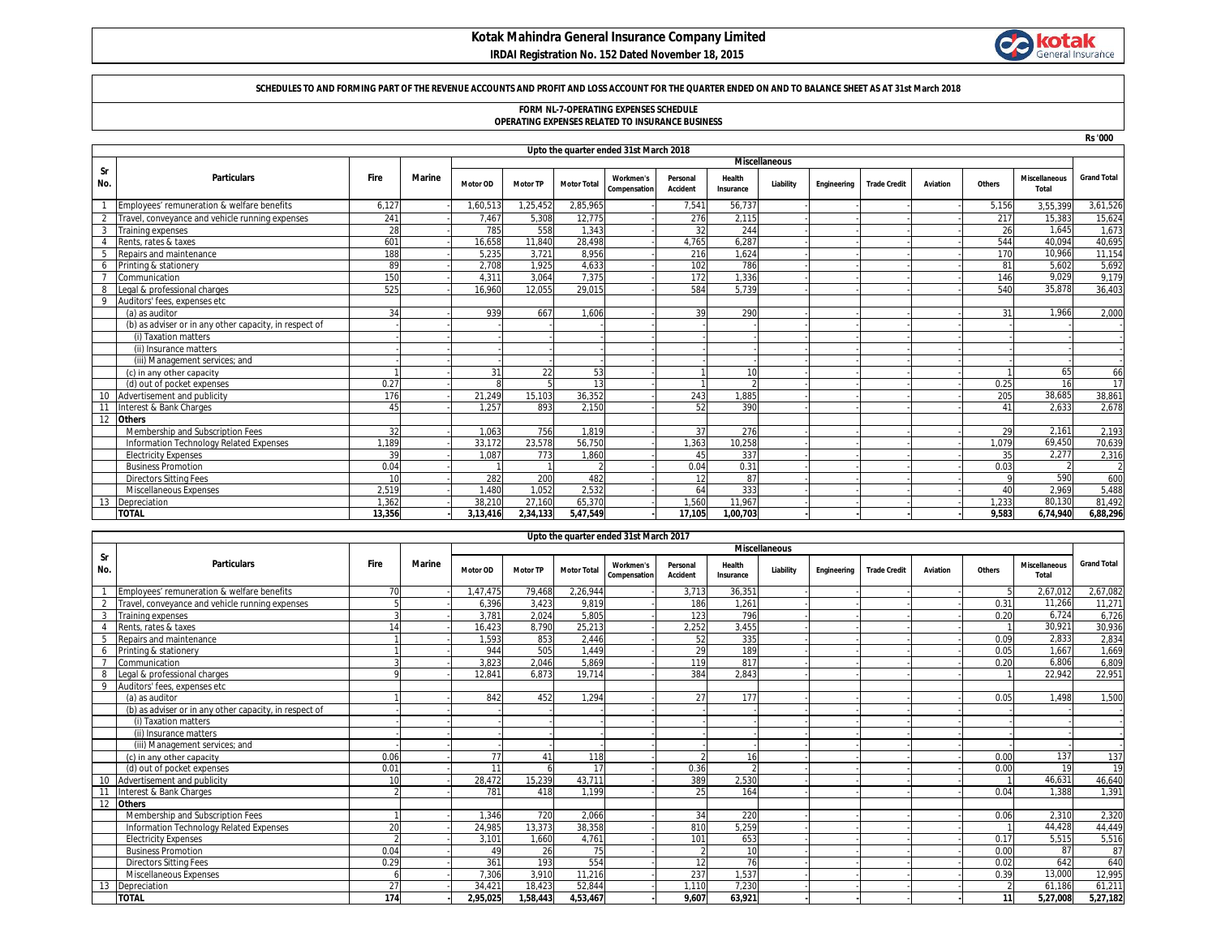# Kotak Mahindra General Insurance Company Limited

**IRDAI Registration No. 152 Dated November 18, 2015**

**SCHEDULES TO AND FORMING PART OF THE REVENUE ACCOUNTS AND PROFIT AND LOSS ACCOUNT FOR THE QUARTER ENDED ON AND TO BALANCE SHEET AS AT 31st March 2018**

**FORM NL-7-OPERATING EXPENSES SCHEDULE**
**OPERATING EXPENSES RELATED TO INSURANCE BUSINESS**

Rs '000

**Upto the quarter ended 31st March 2018**

| Sr No. | Particulars | Fire | Marine | Miscellaneous | | | | | | | | | | | | | Grand Total |
|---|---|---|---|---|---|---|---|---|---|---|---|---|---|---|---|---|---|
| | | | | Motor OD | Motor TP | Motor Total | Workmen's Compensation | Personal Accident | Health Insurance | Liability | Engineering | Trade Credit | Aviation | Others | Miscellaneous Total | | |
| 1 | Employees' remuneration & welfare benefits | 6,127 | - | 1,60,513 | 1,25,452 | 2,85,965 | - | 7,541 | 56,737 | - | - | - | - | 5,156 | 3,55,399 | | 3,61,526 |
| 2 | Travel, conveyance and vehicle running expenses | 241 | - | 7,467 | 5,308 | 12,775 | - | 276 | 2,115 | - | - | - | - | 217 | 15,383 | | 15,624 |
| 3 | Training expenses | 28 | - | 785 | 558 | 1,343 | - | 32 | 244 | - | - | - | - | 26 | 1,645 | | 1,673 |
| 4 | Rents, rates & taxes | 601 | - | 16,658 | 11,840 | 28,498 | - | 4,765 | 6,287 | - | - | - | - | 544 | 40,094 | | 40,695 |
| 5 | Repairs and maintenance | 188 | - | 5,235 | 3,721 | 8,956 | - | 216 | 1,624 | - | - | - | - | 170 | 10,966 | | 11,154 |
| 6 | Printing & stationery | 89 | - | 2,708 | 1,925 | 4,633 | - | 102 | 786 | - | - | - | - | 81 | 5,602 | | 5,692 |
| 7 | Communication | 150 | - | 4,311 | 3,064 | 7,375 | - | 172 | 1,336 | - | - | - | - | 146 | 9,029 | | 9,179 |
| 8 | Legal & professional charges | 525 | - | 16,960 | 12,055 | 29,015 | - | 584 | 5,739 | - | - | - | - | 540 | 35878 | | 36,403 |
| 9 | Auditors' fees, expenses etc | | | | | | | | | | | | | | | | |
| | (a) as auditor | 34 | - | 939 | 667 | 1,606 | - | 39 | 290 | - | - | - | - | 31 | 1,966 | | 2,000 |
| | (b) as adviser or in any other capacity, in respect of | - | - | - | - | - | - | - | - | - | - | - | - | - | - | | - |
| | (i) Taxation matters | - | - | - | - | - | - | - | - | - | - | - | - | - | - | | - |
| | (ii) Insurance matters | - | - | - | - | - | - | - | - | - | - | - | - | - | - | | - |
| | (iii) Management services; and | - | - | - | - | - | - | - | - | - | - | - | - | - | - | | - |
| | (c) in any other capacity | 1 | - | 31 | 22 | 53 | - | 1 | 10 | - | - | - | - | 1 | 65 | | 66 |
| | (d) out of pocket expenses | 0.27 | - | 8 | 5 | 13 | - | 1 | 2 | - | - | - | - | 0.25 | 16 | | 17 |
| 10 | Advertisement and publicity | 176 | - | 21,249 | 15,103 | 36,352 | - | 243 | 1,885 | - | - | - | - | 205 | 38,685 | | 38,861 |
| 11 | Interest & Bank Charges | 45 | - | 1,257 | 893 | 2,150 | - | 52 | 390 | - | - | - | - | 41 | 2,633 | | 2,678 |
| 12 | **Others** | | | | | | | | | | | | | | | | |
| | Membership and Subscription Fees | 32 | - | 1,063 | 756 | 1,819 | - | 37 | 276 | - | - | - | - | 29 | 2,161 | | 2,193 |
| | Information Technology Related Expenses | 1,189 | - | 33,172 | 23,578 | 56,750 | - | 1,363 | 10,258 | - | - | - | - | 1,079 | 69,450 | | 70,639 |
| | Electricity Expenses | 39 | - | 1,087 | 773 | 1,860 | - | 45 | 337 | - | - | - | - | 35 | 2,277 | | 2,316 |
| | Business Promotion | 0.04 | - | 1 | 1 | 2 | - | 0.04 | 0.31 | - | - | - | - | 0.03 | 2 | | 2 |
| | Directors Sitting Fees | 10 | - | 282 | 200 | 482 | - | 12 | 87 | - | - | - | - | 9 | 590 | | 600 |
| | Miscellaneous Expenses | 2,519 | - | 1,480 | 1,052 | 2,532 | - | 64 | 333 | - | - | - | - | 40 | 2,969 | | 5,488 |
| 13 | Depreciation | 1,362 | - | 38,210 | 27,160 | 65,370 | - | 1,560 | 11,967 | - | - | - | - | 1,233 | 80,130 | | 81,492 |
| | **TOTAL** | **13,356** | **-** | **3,13,416** | **2,34,133** | **5,47,549** | **-** | **17,105** | **1,00,703** | **-** | **-** | **-** | **-** | **9,583** | **6,74,940** | | **6,88,296** |

**Upto the quarter ended 31st March 2017**

| Sr No. | Particulars | Fire | Marine | Miscellaneous | | | | | | | | | | | | | Grand Total |
|---|---|---|---|---|---|---|---|---|---|---|---|---|---|---|---|---|---|
| | | | | Motor OD | Motor TP | Motor Total | Workmen's Compensation | Personal Accident | Health Insurance | Liability | Engineering | Trade Credit | Aviation | Others | Miscellaneous Total | | |
| 1 | Employees' remuneration & welfare benefits | 70 | - | 1,47,475 | 79,468 | 2,26,944 | - | 3,713 | 36,351 | - | - | - | - | 5 | 2,67,012 | | 2,67,082 |
| 2 | Travel, conveyance and vehicle running expenses | 5 | - | 6,396 | 3,423 | 9,819 | - | 186 | 1,261 | - | - | - | - | 0.31 | 11,266 | | 11,271 |
| 3 | Training expenses | 3 | - | 3,781 | 2,024 | 5,805 | - | 123 | 796 | - | - | - | - | 0.20 | 6,724 | | 6,726 |
| 4 | Rents, rates & taxes | 14 | - | 16,423 | 8,790 | 25,213 | - | 2,252 | 3,455 | - | - | - | - | 1 | 30,921 | | 30,936 |
| 5 | Repairs and maintenance | 1 | - | 1,593 | 853 | 2,446 | - | 52 | 335 | - | - | - | - | 0.09 | 2,833 | | 2,834 |
| 6 | Printing & stationery | 1 | - | 944 | 505 | 1,449 | - | 29 | 189 | - | - | - | - | 0.05 | 1,667 | | 1,669 |
| 7 | Communication | 3 | - | 3,823 | 2,046 | 5,869 | - | 119 | 817 | - | - | - | - | 0.20 | 6,806 | | 6,809 |
| 8 | Legal & professional charges | 9 | - | 12,841 | 6,873 | 19,714 | - | 384 | 2,843 | - | - | - | - | 1 | 22,942 | | 22,951 |
| 9 | Auditors' fees, expenses etc | | | | | | | | | | | | | | | | |
| | (a) as auditor | 1 | - | 842 | 452 | 1,294 | - | 27 | 177 | - | - | - | - | 0.05 | 1,498 | | 1,500 |
| | (b) as adviser or in any other capacity, in respect of | - | - | - | - | - | - | - | - | - | - | - | - | - | - | | - |
| | (i) Taxation matters | - | - | - | - | - | - | - | - | - | - | - | - | - | - | | - |
| | (ii) Insurance matters | - | - | - | - | - | - | - | - | - | - | - | - | - | - | | - |
| | (iii) Management services; and | - | - | - | - | - | - | - | - | - | - | - | - | - | - | | - |
| | (c) in any other capacity | 0.06 | - | 77 | 41 | 118 | - | 2 | 16 | - | - | - | - | 0.00 | 137 | | 137 |
| | (d) out of pocket expenses | 0.01 | - | 11 | 6 | 17 | - | 0.36 | 2 | - | - | - | - | 0.00 | 19 | | 19 |
| 10 | Advertisement and publicity | 10 | - | 28,472 | 15,239 | 43,711 | - | 389 | 2,530 | - | - | - | - | 1 | 46,631 | | 46,640 |
| 11 | Interest & Bank Charges | 2 | - | 781 | 418 | 1,199 | - | 25 | 164 | - | - | - | - | 0.04 | 1,388 | | 1,391 |
| 12 | **Others** | | | | | | | | | | | | | | | | |
| | Membership and Subscription Fees | 1 | - | 1,346 | 720 | 2,066 | - | 34 | 220 | - | - | - | - | 0.06 | 2,310 | | 2,320 |
| | Information Technology Related Expenses | 20 | - | 24,985 | 13,373 | 38,358 | - | 810 | 5,259 | - | - | - | - | 1 | 44,428 | | 44,449 |
| | Electricity Expenses | 2 | - | 3,101 | 1,660 | 4,761 | - | 101 | 653 | - | - | - | - | 0.17 | 5,515 | | 5,516 |
| | Business Promotion | 0.04 | - | 49 | 26 | 75 | - | 2 | 10 | - | - | - | - | 0.00 | 87 | | 87 |
| | Directors Sitting Fees | 0.29 | - | 361 | 193 | 554 | - | 12 | 76 | - | - | - | - | 0.02 | 642 | | 640 |
| | Miscellaneous Expenses | 6 | - | 7,306 | 3,910 | 11,216 | - | 237 | 1,537 | - | - | - | - | 0.39 | 13,000 | | 12,995 |
| 13 | Depreciation | 27 | - | 34,421 | 18,423 | 52,844 | - | 1,110 | 7,230 | - | - | - | - | 2 | 61,186 | | 61,211 |
| | **TOTAL** | **174** | **-** | **2,95,025** | **1,58,443** | **4,53,467** | **-** | **9,607** | **63,921** | **-** | **-** | **-** | **-** | **11** | **5,27,008** | | **5,27,182** |